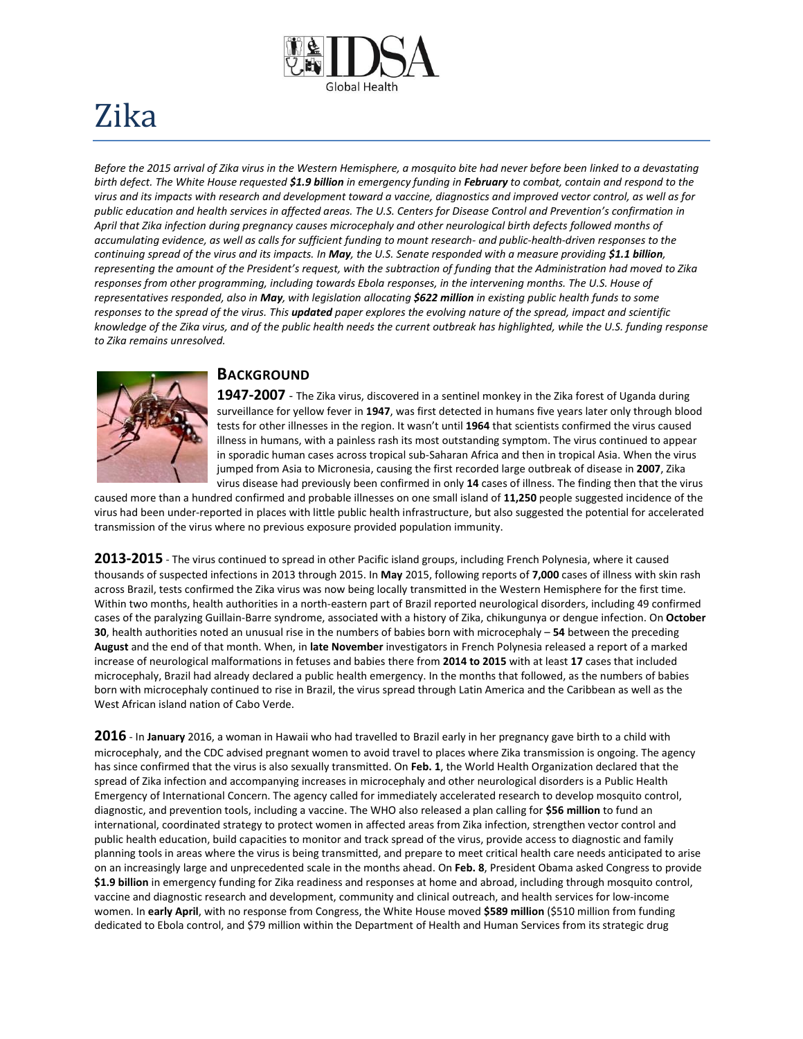# Zika

*Before the 2015 arrival of Zika virus in the Western Hemisphere, a mosquito bite had never before been linked to a devastating birth defect. The White House requested **$1.9 billion** in emergency funding in **February** to combat, contain and respond to the virus and its impacts with research and development toward a vaccine, diagnostics and improved vector control, as well as for public education and health services in affected areas. The U.S. Centers for Disease Control and Prevention's confirmation in April that Zika infection during pregnancy causes microcephaly and other neurological birth defects followed months of accumulating evidence, as well as calls for sufficient funding to mount research- and public-health-driven responses to the continuing spread of the virus and its impacts. In **May**, the U.S. Senate responded with a measure providing **$1.1 billion**, representing the amount of the President's request, with the subtraction of funding that the Administration had moved to Zika responses from other programming, including towards Ebola responses, in the intervening months. The U.S. House of representatives responded, also in **May**, with legislation allocating **$622 million** in existing public health funds to some responses to the spread of the virus. This **updated** paper explores the evolving nature of the spread, impact and scientific knowledge of the Zika virus, and of the public health needs the current outbreak has highlighted, while the U.S. funding response to Zika remains unresolved.*

## Background

**1947-2007** - The Zika virus, discovered in a sentinel monkey in the Zika forest of Uganda during surveillance for yellow fever in **1947**, was first detected in humans five years later only through blood tests for other illnesses in the region. It wasn't until **1964** that scientists confirmed the virus caused illness in humans, with a painless rash its most outstanding symptom. The virus continued to appear in sporadic human cases across tropical sub-Saharan Africa and then in tropical Asia. When the virus jumped from Asia to Micronesia, causing the first recorded large outbreak of disease in **2007**, Zika virus disease had previously been confirmed in only **14** cases of illness. The finding then that the virus caused more than a hundred confirmed and probable illnesses on one small island of **11,250** people suggested incidence of the virus had been under-reported in places with little public health infrastructure, but also suggested the potential for accelerated transmission of the virus where no previous exposure provided population immunity.

**2013-2015** - The virus continued to spread in other Pacific island groups, including French Polynesia, where it caused thousands of suspected infections in 2013 through 2015. In **May** 2015, following reports of **7,000** cases of illness with skin rash across Brazil, tests confirmed the Zika virus was now being locally transmitted in the Western Hemisphere for the first time. Within two months, health authorities in a north-eastern part of Brazil reported neurological disorders, including 49 confirmed cases of the paralyzing Guillain-Barre syndrome, associated with a history of Zika, chikungunya or dengue infection. On **October 30**, health authorities noted an unusual rise in the numbers of babies born with microcephaly – **54** between the preceding **August** and the end of that month. When, in **late November** investigators in French Polynesia released a report of a marked increase of neurological malformations in fetuses and babies there from **2014 to 2015** with at least **17** cases that included microcephaly, Brazil had already declared a public health emergency. In the months that followed, as the numbers of babies born with microcephaly continued to rise in Brazil, the virus spread through Latin America and the Caribbean as well as the West African island nation of Cabo Verde.

**2016** - In **January** 2016, a woman in Hawaii who had travelled to Brazil early in her pregnancy gave birth to a child with microcephaly, and the CDC advised pregnant women to avoid travel to places where Zika transmission is ongoing. The agency has since confirmed that the virus is also sexually transmitted. On **Feb. 1**, the World Health Organization declared that the spread of Zika infection and accompanying increases in microcephaly and other neurological disorders is a Public Health Emergency of International Concern. The agency called for immediately accelerated research to develop mosquito control, diagnostic, and prevention tools, including a vaccine. The WHO also released a plan calling for **$56 million** to fund an international, coordinated strategy to protect women in affected areas from Zika infection, strengthen vector control and public health education, build capacities to monitor and track spread of the virus, provide access to diagnostic and family planning tools in areas where the virus is being transmitted, and prepare to meet critical health care needs anticipated to arise on an increasingly large and unprecedented scale in the months ahead. On **Feb. 8**, President Obama asked Congress to provide **$1.9 billion** in emergency funding for Zika readiness and responses at home and abroad, including through mosquito control, vaccine and diagnostic research and development, community and clinical outreach, and health services for low-income women. In **early April**, with no response from Congress, the White House moved **$589 million** ($510 million from funding dedicated to Ebola control, and $79 million within the Department of Health and Human Services from its strategic drug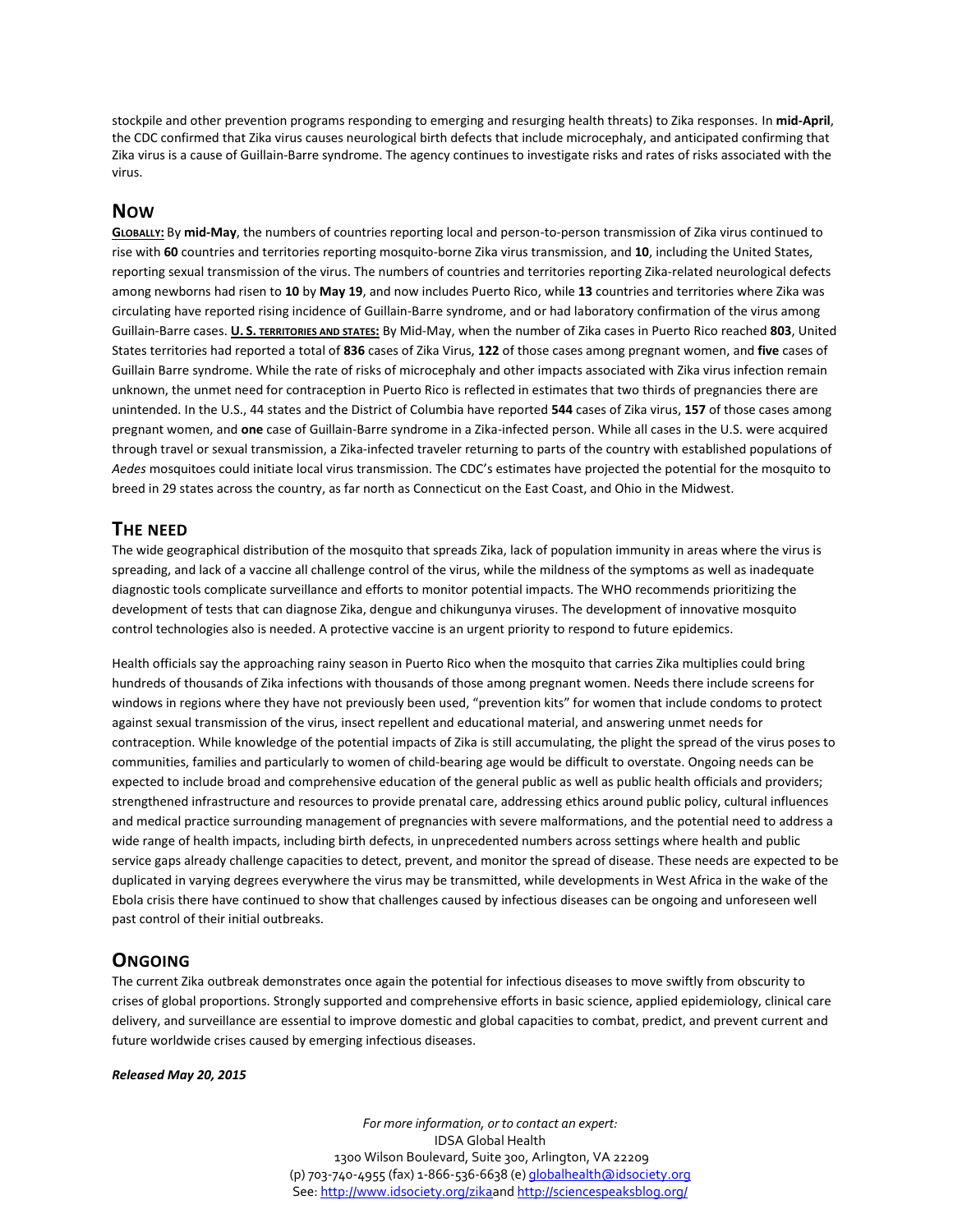stockpile and other prevention programs responding to emerging and resurging health threats) to Zika responses. In **mid-April**, the CDC confirmed that Zika virus causes neurological birth defects that include microcephaly, and anticipated confirming that Zika virus is a cause of Guillain-Barre syndrome. The agency continues to investigate risks and rates of risks associated with the virus.

## Now

**GLOBALLY:** By **mid-May**, the numbers of countries reporting local and person-to-person transmission of Zika virus continued to rise with **60** countries and territories reporting mosquito-borne Zika virus transmission, and **10**, including the United States, reporting sexual transmission of the virus. The numbers of countries and territories reporting Zika-related neurological defects among newborns had risen to **10** by **May 19**, and now includes Puerto Rico, while **13** countries and territories where Zika was circulating have reported rising incidence of Guillain-Barre syndrome, and or had laboratory confirmation of the virus among Guillain-Barre cases. **U. S. TERRITORIES AND STATES:** By Mid-May, when the number of Zika cases in Puerto Rico reached **803**, United States territories had reported a total of **836** cases of Zika Virus, **122** of those cases among pregnant women, and **five** cases of Guillain Barre syndrome. While the rate of risks of microcephaly and other impacts associated with Zika virus infection remain unknown, the unmet need for contraception in Puerto Rico is reflected in estimates that two thirds of pregnancies there are unintended. In the U.S., 44 states and the District of Columbia have reported **544** cases of Zika virus, **157** of those cases among pregnant women, and **one** case of Guillain-Barre syndrome in a Zika-infected person. While all cases in the U.S. were acquired through travel or sexual transmission, a Zika-infected traveler returning to parts of the country with established populations of *Aedes* mosquitoes could initiate local virus transmission. The CDC's estimates have projected the potential for the mosquito to breed in 29 states across the country, as far north as Connecticut on the East Coast, and Ohio in the Midwest.

## The need

The wide geographical distribution of the mosquito that spreads Zika, lack of population immunity in areas where the virus is spreading, and lack of a vaccine all challenge control of the virus, while the mildness of the symptoms as well as inadequate diagnostic tools complicate surveillance and efforts to monitor potential impacts. The WHO recommends prioritizing the development of tests that can diagnose Zika, dengue and chikungunya viruses. The development of innovative mosquito control technologies also is needed. A protective vaccine is an urgent priority to respond to future epidemics.

Health officials say the approaching rainy season in Puerto Rico when the mosquito that carries Zika multiplies could bring hundreds of thousands of Zika infections with thousands of those among pregnant women. Needs there include screens for windows in regions where they have not previously been used, "prevention kits" for women that include condoms to protect against sexual transmission of the virus, insect repellent and educational material, and answering unmet needs for contraception. While knowledge of the potential impacts of Zika is still accumulating, the plight the spread of the virus poses to communities, families and particularly to women of child-bearing age would be difficult to overstate. Ongoing needs can be expected to include broad and comprehensive education of the general public as well as public health officials and providers; strengthened infrastructure and resources to provide prenatal care, addressing ethics around public policy, cultural influences and medical practice surrounding management of pregnancies with severe malformations, and the potential need to address a wide range of health impacts, including birth defects, in unprecedented numbers across settings where health and public service gaps already challenge capacities to detect, prevent, and monitor the spread of disease. These needs are expected to be duplicated in varying degrees everywhere the virus may be transmitted, while developments in West Africa in the wake of the Ebola crisis there have continued to show that challenges caused by infectious diseases can be ongoing and unforeseen well past control of their initial outbreaks.

## Ongoing

The current Zika outbreak demonstrates once again the potential for infectious diseases to move swiftly from obscurity to crises of global proportions. Strongly supported and comprehensive efforts in basic science, applied epidemiology, clinical care delivery, and surveillance are essential to improve domestic and global capacities to combat, predict, and prevent current and future worldwide crises caused by emerging infectious diseases.

***Released May 20, 2015***

*For more information, or to contact an expert:*
IDSA Global Health
1300 Wilson Boulevard, Suite 300, Arlington, VA 22209
(p) 703-740-4955 (fax) 1-866-536-6638 (e) globalhealth@idsociety.org
See: http://www.idsociety.org/zikaand http://sciencespeaksblog.org/